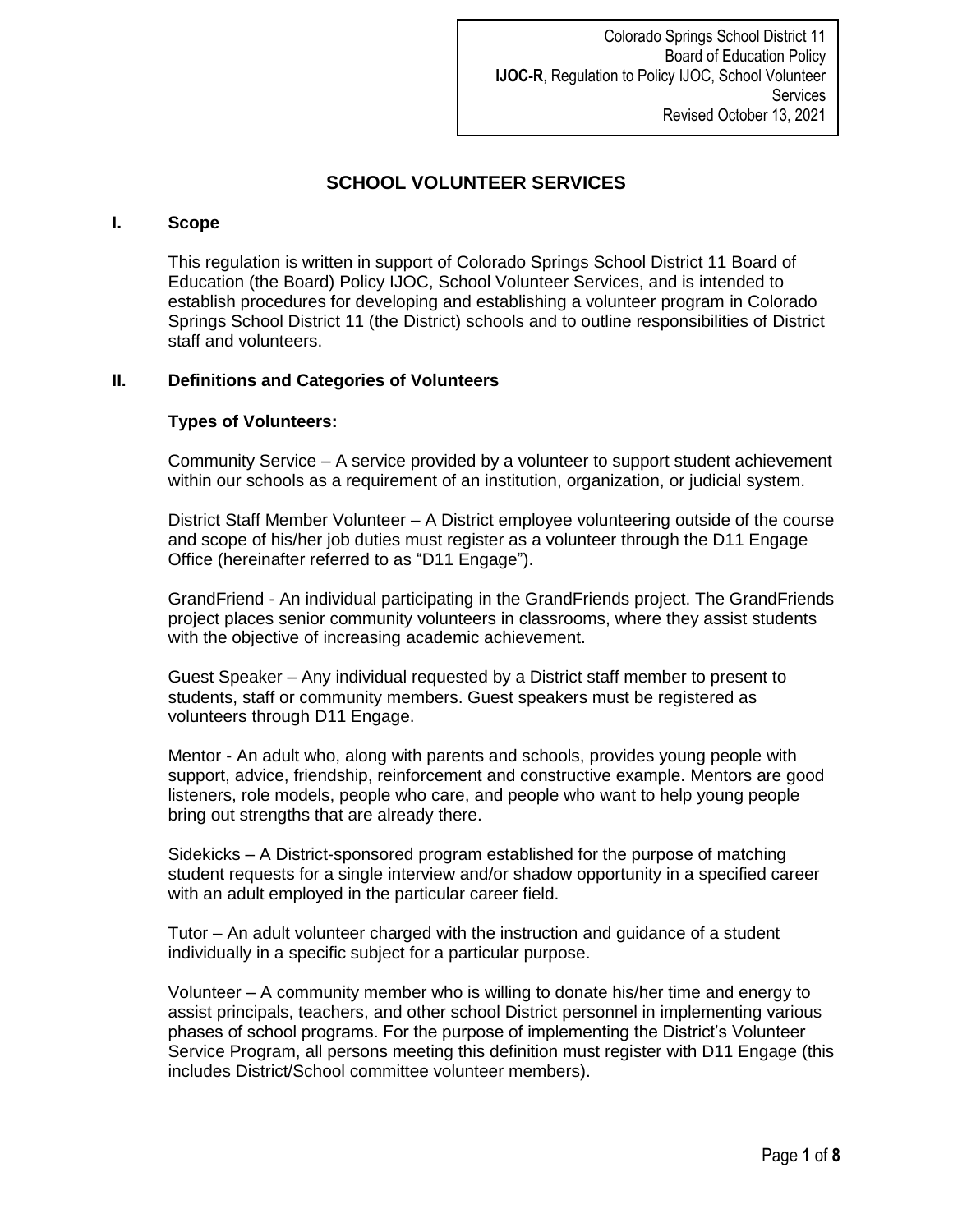Colorado Springs School District 11
Board of Education Policy
**IJOC-R**, Regulation to Policy IJOC, School Volunteer Services
Revised October 13, 2021

# SCHOOL VOLUNTEER SERVICES

## I. Scope

This regulation is written in support of Colorado Springs School District 11 Board of Education (the Board) Policy IJOC, School Volunteer Services, and is intended to establish procedures for developing and establishing a volunteer program in Colorado Springs School District 11 (the District) schools and to outline responsibilities of District staff and volunteers.

## II. Definitions and Categories of Volunteers

### Types of Volunteers:

Community Service – A service provided by a volunteer to support student achievement within our schools as a requirement of an institution, organization, or judicial system.

District Staff Member Volunteer – A District employee volunteering outside of the course and scope of his/her job duties must register as a volunteer through the D11 Engage Office (hereinafter referred to as "D11 Engage").

GrandFriend - An individual participating in the GrandFriends project. The GrandFriends project places senior community volunteers in classrooms, where they assist students with the objective of increasing academic achievement.

Guest Speaker – Any individual requested by a District staff member to present to students, staff or community members. Guest speakers must be registered as volunteers through D11 Engage.

Mentor - An adult who, along with parents and schools, provides young people with support, advice, friendship, reinforcement and constructive example. Mentors are good listeners, role models, people who care, and people who want to help young people bring out strengths that are already there.

Sidekicks – A District-sponsored program established for the purpose of matching student requests for a single interview and/or shadow opportunity in a specified career with an adult employed in the particular career field.

Tutor – An adult volunteer charged with the instruction and guidance of a student individually in a specific subject for a particular purpose.

Volunteer – A community member who is willing to donate his/her time and energy to assist principals, teachers, and other school District personnel in implementing various phases of school programs. For the purpose of implementing the District's Volunteer Service Program, all persons meeting this definition must register with D11 Engage (this includes District/School committee volunteer members).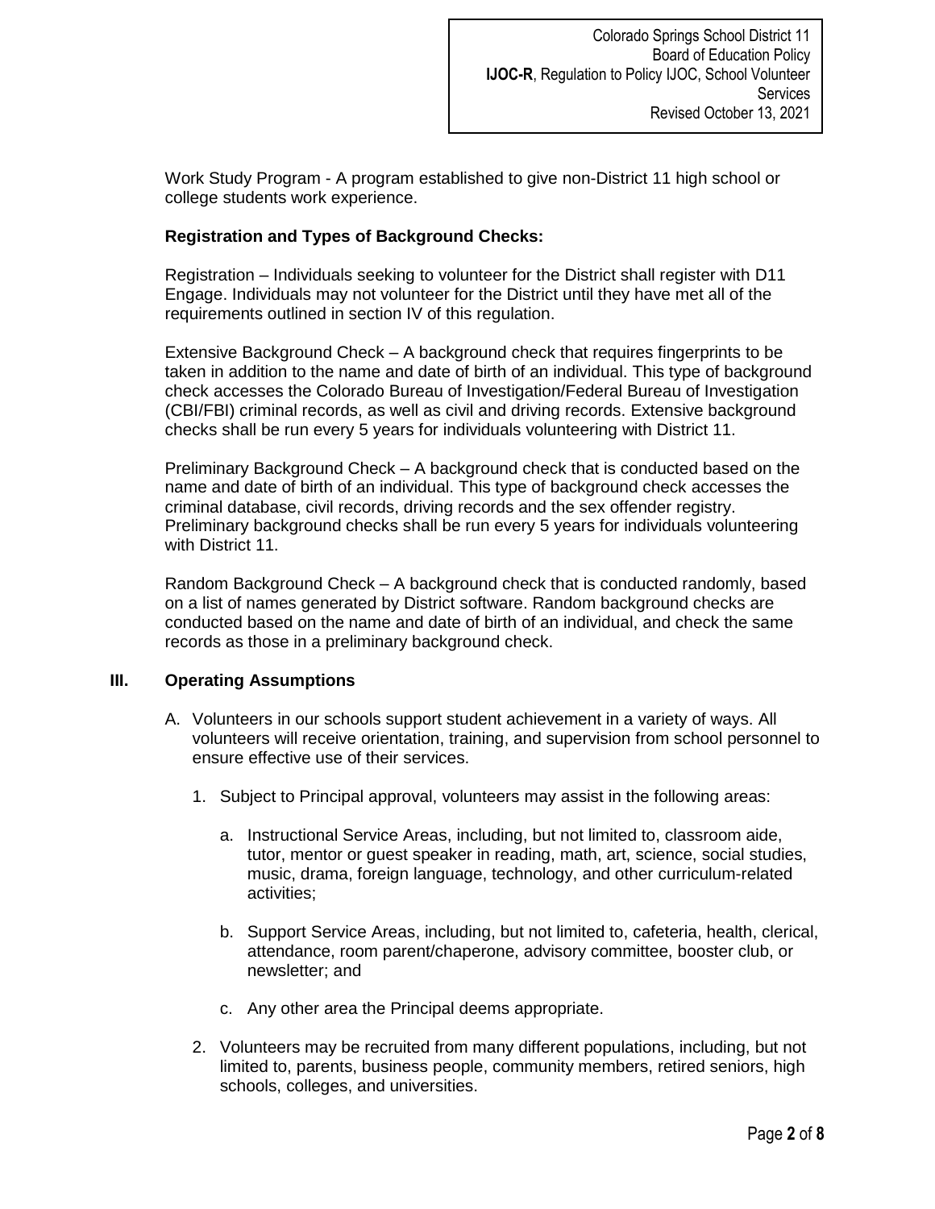Work Study Program - A program established to give non-District 11 high school or college students work experience.

**Registration and Types of Background Checks:**

Registration – Individuals seeking to volunteer for the District shall register with D11 Engage. Individuals may not volunteer for the District until they have met all of the requirements outlined in section IV of this regulation.

Extensive Background Check – A background check that requires fingerprints to be taken in addition to the name and date of birth of an individual. This type of background check accesses the Colorado Bureau of Investigation/Federal Bureau of Investigation (CBI/FBI) criminal records, as well as civil and driving records. Extensive background checks shall be run every 5 years for individuals volunteering with District 11.

Preliminary Background Check – A background check that is conducted based on the name and date of birth of an individual. This type of background check accesses the criminal database, civil records, driving records and the sex offender registry. Preliminary background checks shall be run every 5 years for individuals volunteering with District 11.

Random Background Check – A background check that is conducted randomly, based on a list of names generated by District software. Random background checks are conducted based on the name and date of birth of an individual, and check the same records as those in a preliminary background check.

## III. Operating Assumptions

A. Volunteers in our schools support student achievement in a variety of ways. All volunteers will receive orientation, training, and supervision from school personnel to ensure effective use of their services.

1. Subject to Principal approval, volunteers may assist in the following areas:

    a. Instructional Service Areas, including, but not limited to, classroom aide, tutor, mentor or guest speaker in reading, math, art, science, social studies, music, drama, foreign language, technology, and other curriculum-related activities;

    b. Support Service Areas, including, but not limited to, cafeteria, health, clerical, attendance, room parent/chaperone, advisory committee, booster club, or newsletter; and

    c. Any other area the Principal deems appropriate.

2. Volunteers may be recruited from many different populations, including, but not limited to, parents, business people, community members, retired seniors, high schools, colleges, and universities.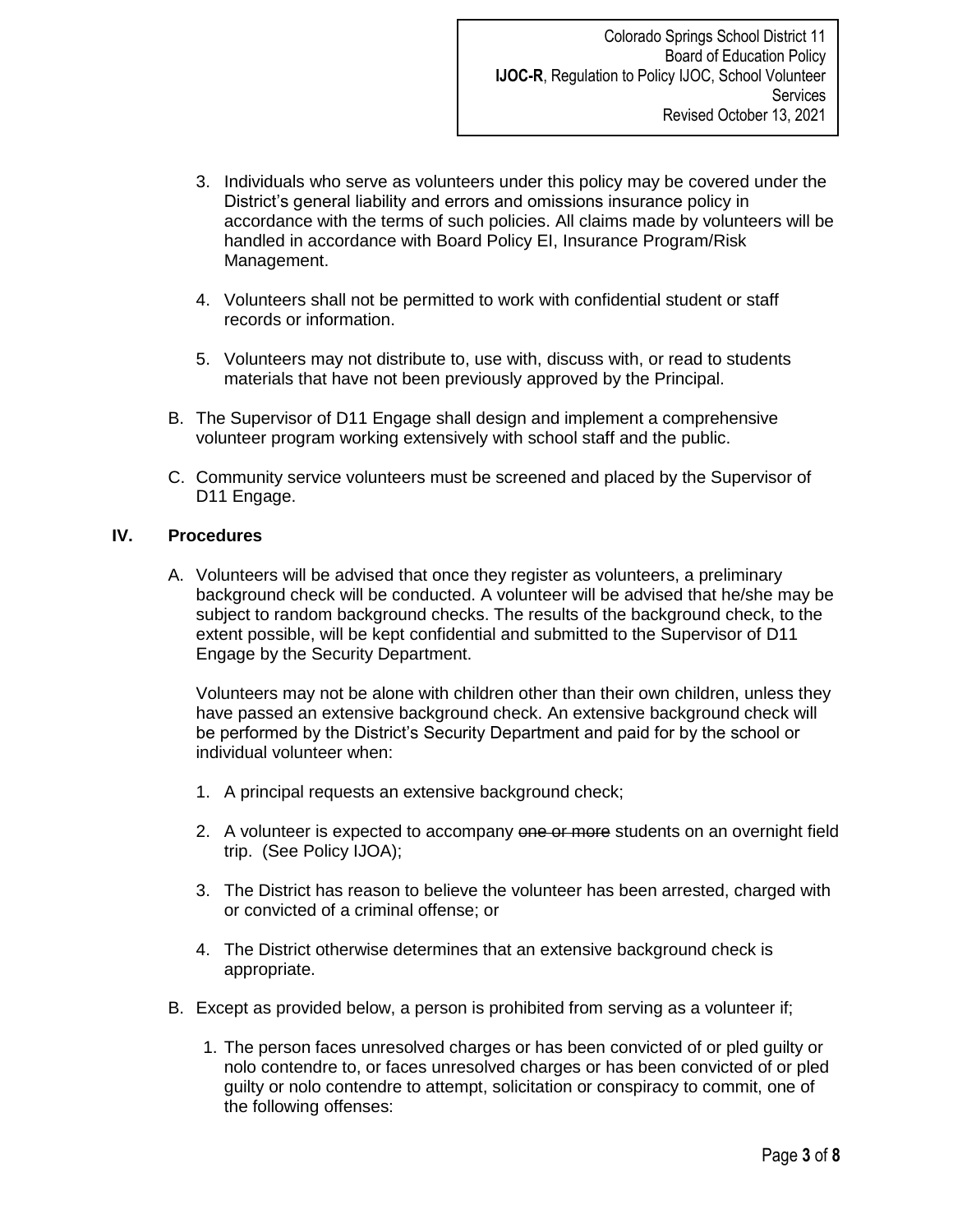3. Individuals who serve as volunteers under this policy may be covered under the District's general liability and errors and omissions insurance policy in accordance with the terms of such policies. All claims made by volunteers will be handled in accordance with Board Policy EI, Insurance Program/Risk Management.

4. Volunteers shall not be permitted to work with confidential student or staff records or information.

5. Volunteers may not distribute to, use with, discuss with, or read to students materials that have not been previously approved by the Principal.

B. The Supervisor of D11 Engage shall design and implement a comprehensive volunteer program working extensively with school staff and the public.

C. Community service volunteers must be screened and placed by the Supervisor of D11 Engage.

## IV. Procedures

A. Volunteers will be advised that once they register as volunteers, a preliminary background check will be conducted. A volunteer will be advised that he/she may be subject to random background checks. The results of the background check, to the extent possible, will be kept confidential and submitted to the Supervisor of D11 Engage by the Security Department.

Volunteers may not be alone with children other than their own children, unless they have passed an extensive background check. An extensive background check will be performed by the District's Security Department and paid for by the school or individual volunteer when:

1. A principal requests an extensive background check;

2. A volunteer is expected to accompany ~~one or more~~ students on an overnight field trip. (See Policy IJOA);

3. The District has reason to believe the volunteer has been arrested, charged with or convicted of a criminal offense; or

4. The District otherwise determines that an extensive background check is appropriate.

B. Except as provided below, a person is prohibited from serving as a volunteer if;

1. The person faces unresolved charges or has been convicted of or pled guilty or nolo contendre to, or faces unresolved charges or has been convicted of or pled guilty or nolo contendre to attempt, solicitation or conspiracy to commit, one of the following offenses: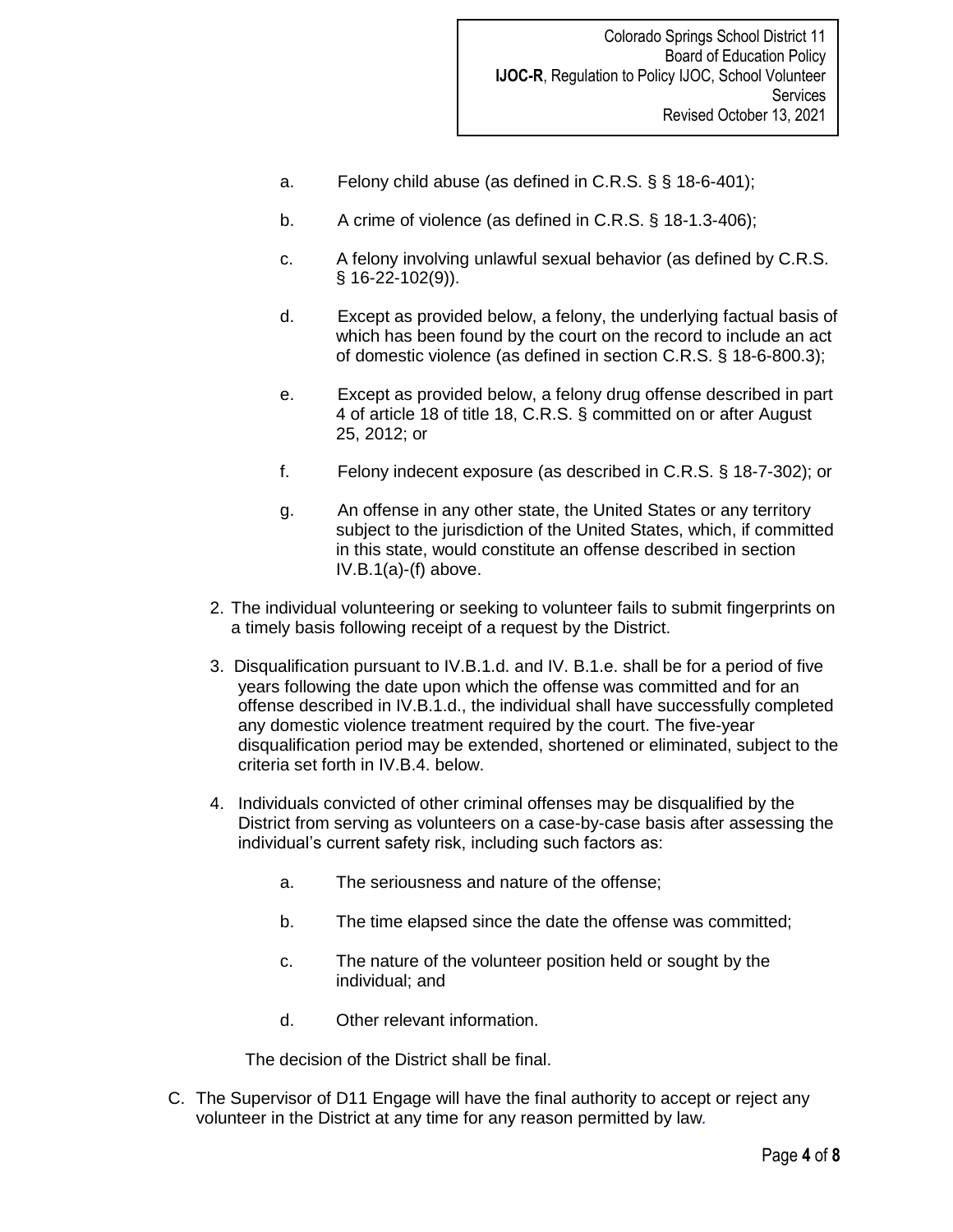a. Felony child abuse (as defined in C.R.S. § § 18-6-401);

b. A crime of violence (as defined in C.R.S. § 18-1.3-406);

c. A felony involving unlawful sexual behavior (as defined by C.R.S. § 16-22-102(9)).

d. Except as provided below, a felony, the underlying factual basis of which has been found by the court on the record to include an act of domestic violence (as defined in section C.R.S. § 18-6-800.3);

e. Except as provided below, a felony drug offense described in part 4 of article 18 of title 18, C.R.S. § committed on or after August 25, 2012; or

f. Felony indecent exposure (as described in C.R.S. § 18-7-302); or

g. An offense in any other state, the United States or any territory subject to the jurisdiction of the United States, which, if committed in this state, would constitute an offense described in section IV.B.1(a)-(f) above.

2. The individual volunteering or seeking to volunteer fails to submit fingerprints on a timely basis following receipt of a request by the District.

3. Disqualification pursuant to IV.B.1.d. and IV. B.1.e. shall be for a period of five years following the date upon which the offense was committed and for an offense described in IV.B.1.d., the individual shall have successfully completed any domestic violence treatment required by the court. The five-year disqualification period may be extended, shortened or eliminated, subject to the criteria set forth in IV.B.4. below.

4. Individuals convicted of other criminal offenses may be disqualified by the District from serving as volunteers on a case-by-case basis after assessing the individual's current safety risk, including such factors as:

   a. The seriousness and nature of the offense;

   b. The time elapsed since the date the offense was committed;

   c. The nature of the volunteer position held or sought by the individual; and

   d. Other relevant information.

   The decision of the District shall be final.

C. The Supervisor of D11 Engage will have the final authority to accept or reject any volunteer in the District at any time for any reason permitted by law.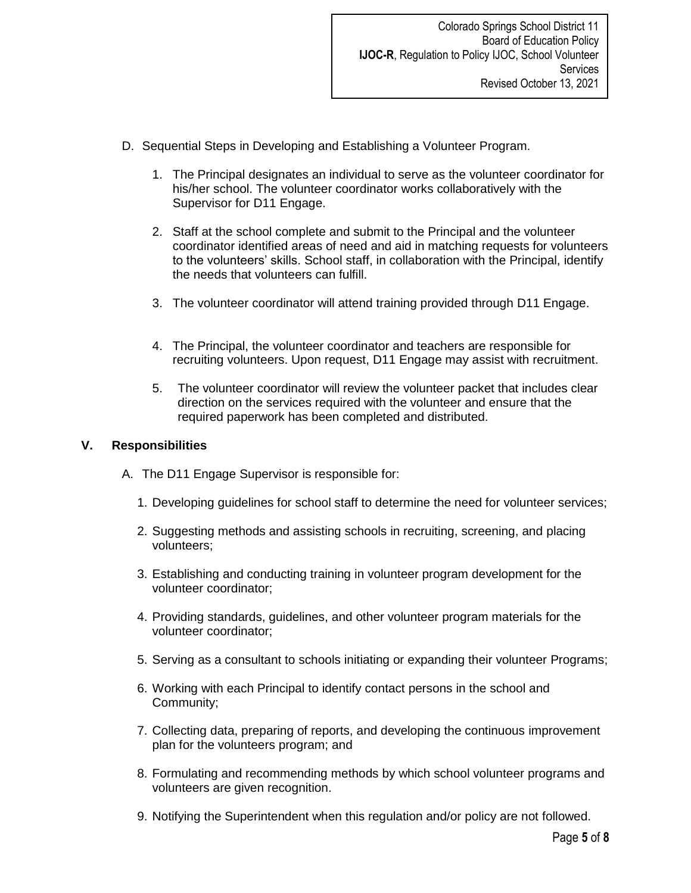D. Sequential Steps in Developing and Establishing a Volunteer Program.

1. The Principal designates an individual to serve as the volunteer coordinator for his/her school. The volunteer coordinator works collaboratively with the Supervisor for D11 Engage.

2. Staff at the school complete and submit to the Principal and the volunteer coordinator identified areas of need and aid in matching requests for volunteers to the volunteers' skills. School staff, in collaboration with the Principal, identify the needs that volunteers can fulfill.

3. The volunteer coordinator will attend training provided through D11 Engage.

4. The Principal, the volunteer coordinator and teachers are responsible for recruiting volunteers. Upon request, D11 Engage may assist with recruitment.

5. The volunteer coordinator will review the volunteer packet that includes clear direction on the services required with the volunteer and ensure that the required paperwork has been completed and distributed.

## V. Responsibilities

A. The D11 Engage Supervisor is responsible for:

1. Developing guidelines for school staff to determine the need for volunteer services;

2. Suggesting methods and assisting schools in recruiting, screening, and placing volunteers;

3. Establishing and conducting training in volunteer program development for the volunteer coordinator;

4. Providing standards, guidelines, and other volunteer program materials for the volunteer coordinator;

5. Serving as a consultant to schools initiating or expanding their volunteer Programs;

6. Working with each Principal to identify contact persons in the school and Community;

7. Collecting data, preparing of reports, and developing the continuous improvement plan for the volunteers program; and

8. Formulating and recommending methods by which school volunteer programs and volunteers are given recognition.

9. Notifying the Superintendent when this regulation and/or policy are not followed.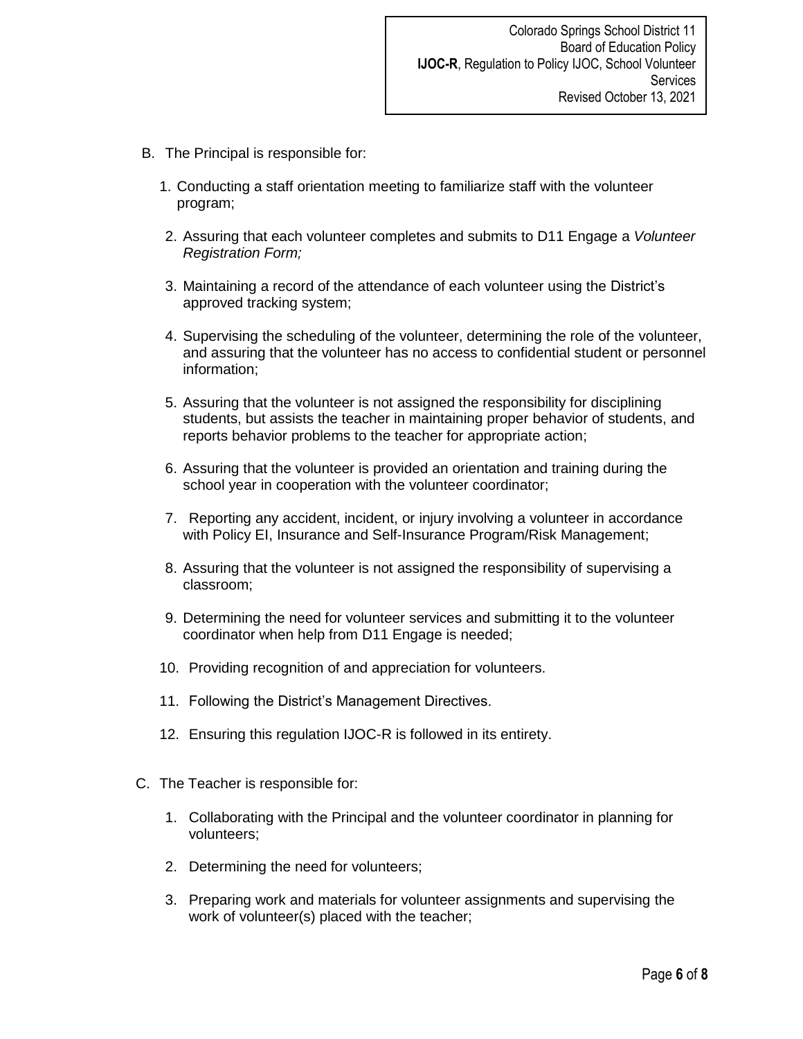B. The Principal is responsible for:

   1. Conducting a staff orientation meeting to familiarize staff with the volunteer program;

   2. Assuring that each volunteer completes and submits to D11 Engage a *Volunteer Registration Form;*

   3. Maintaining a record of the attendance of each volunteer using the District's approved tracking system;

   4. Supervising the scheduling of the volunteer, determining the role of the volunteer, and assuring that the volunteer has no access to confidential student or personnel information;

   5. Assuring that the volunteer is not assigned the responsibility for disciplining students, but assists the teacher in maintaining proper behavior of students, and reports behavior problems to the teacher for appropriate action;

   6. Assuring that the volunteer is provided an orientation and training during the school year in cooperation with the volunteer coordinator;

   7. Reporting any accident, incident, or injury involving a volunteer in accordance with Policy EI, Insurance and Self-Insurance Program/Risk Management;

   8. Assuring that the volunteer is not assigned the responsibility of supervising a classroom;

   9. Determining the need for volunteer services and submitting it to the volunteer coordinator when help from D11 Engage is needed;

   10. Providing recognition of and appreciation for volunteers.

   11. Following the District's Management Directives.

   12. Ensuring this regulation IJOC-R is followed in its entirety.

C. The Teacher is responsible for:

   1. Collaborating with the Principal and the volunteer coordinator in planning for volunteers;

   2. Determining the need for volunteers;

   3. Preparing work and materials for volunteer assignments and supervising the work of volunteer(s) placed with the teacher;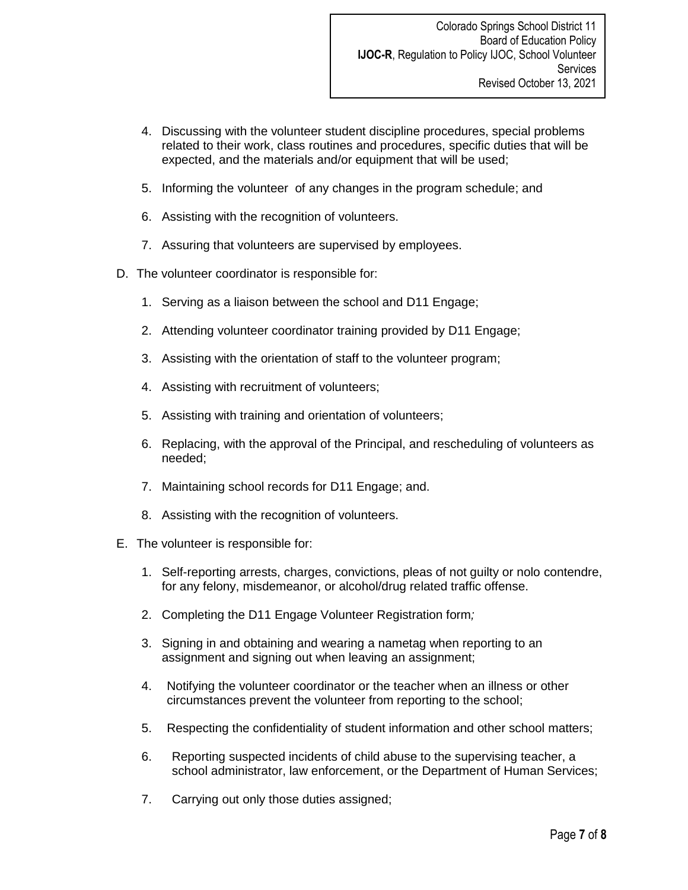4. Discussing with the volunteer student discipline procedures, special problems related to their work, class routines and procedures, specific duties that will be expected, and the materials and/or equipment that will be used;

5. Informing the volunteer of any changes in the program schedule; and

6. Assisting with the recognition of volunteers.

7. Assuring that volunteers are supervised by employees.

D. The volunteer coordinator is responsible for:

   1. Serving as a liaison between the school and D11 Engage;

   2. Attending volunteer coordinator training provided by D11 Engage;

   3. Assisting with the orientation of staff to the volunteer program;

   4. Assisting with recruitment of volunteers;

   5. Assisting with training and orientation of volunteers;

   6. Replacing, with the approval of the Principal, and rescheduling of volunteers as needed;

   7. Maintaining school records for D11 Engage; and.

   8. Assisting with the recognition of volunteers.

E. The volunteer is responsible for:

   1. Self-reporting arrests, charges, convictions, pleas of not guilty or nolo contendre, for any felony, misdemeanor, or alcohol/drug related traffic offense.

   2. Completing the D11 Engage Volunteer Registration form*;*

   3. Signing in and obtaining and wearing a nametag when reporting to an assignment and signing out when leaving an assignment;

   4. Notifying the volunteer coordinator or the teacher when an illness or other circumstances prevent the volunteer from reporting to the school;

   5. Respecting the confidentiality of student information and other school matters;

   6. Reporting suspected incidents of child abuse to the supervising teacher, a school administrator, law enforcement, or the Department of Human Services;

   7. Carrying out only those duties assigned;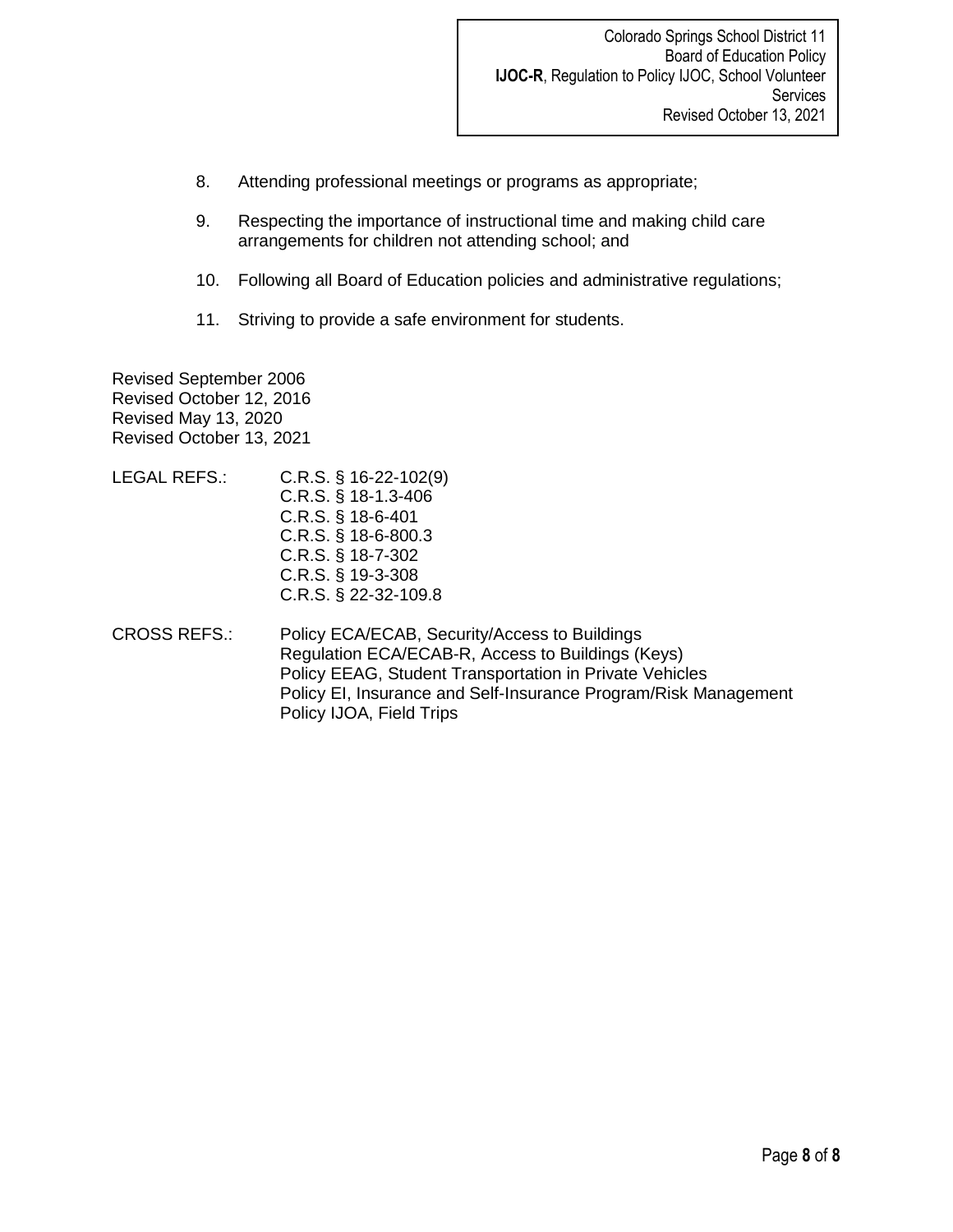8. Attending professional meetings or programs as appropriate;

9. Respecting the importance of instructional time and making child care arrangements for children not attending school; and

10. Following all Board of Education policies and administrative regulations;

11. Striving to provide a safe environment for students.

Revised September 2006
Revised October 12, 2016
Revised May 13, 2020
Revised October 13, 2021

LEGAL REFS.:
C.R.S. § 16-22-102(9)
C.R.S. § 18-1.3-406
C.R.S. § 18-6-401
C.R.S. § 18-6-800.3
C.R.S. § 18-7-302
C.R.S. § 19-3-308
C.R.S. § 22-32-109.8

CROSS REFS.:
Policy ECA/ECAB, Security/Access to Buildings
Regulation ECA/ECAB-R, Access to Buildings (Keys)
Policy EEAG, Student Transportation in Private Vehicles
Policy EI, Insurance and Self-Insurance Program/Risk Management
Policy IJOA, Field Trips